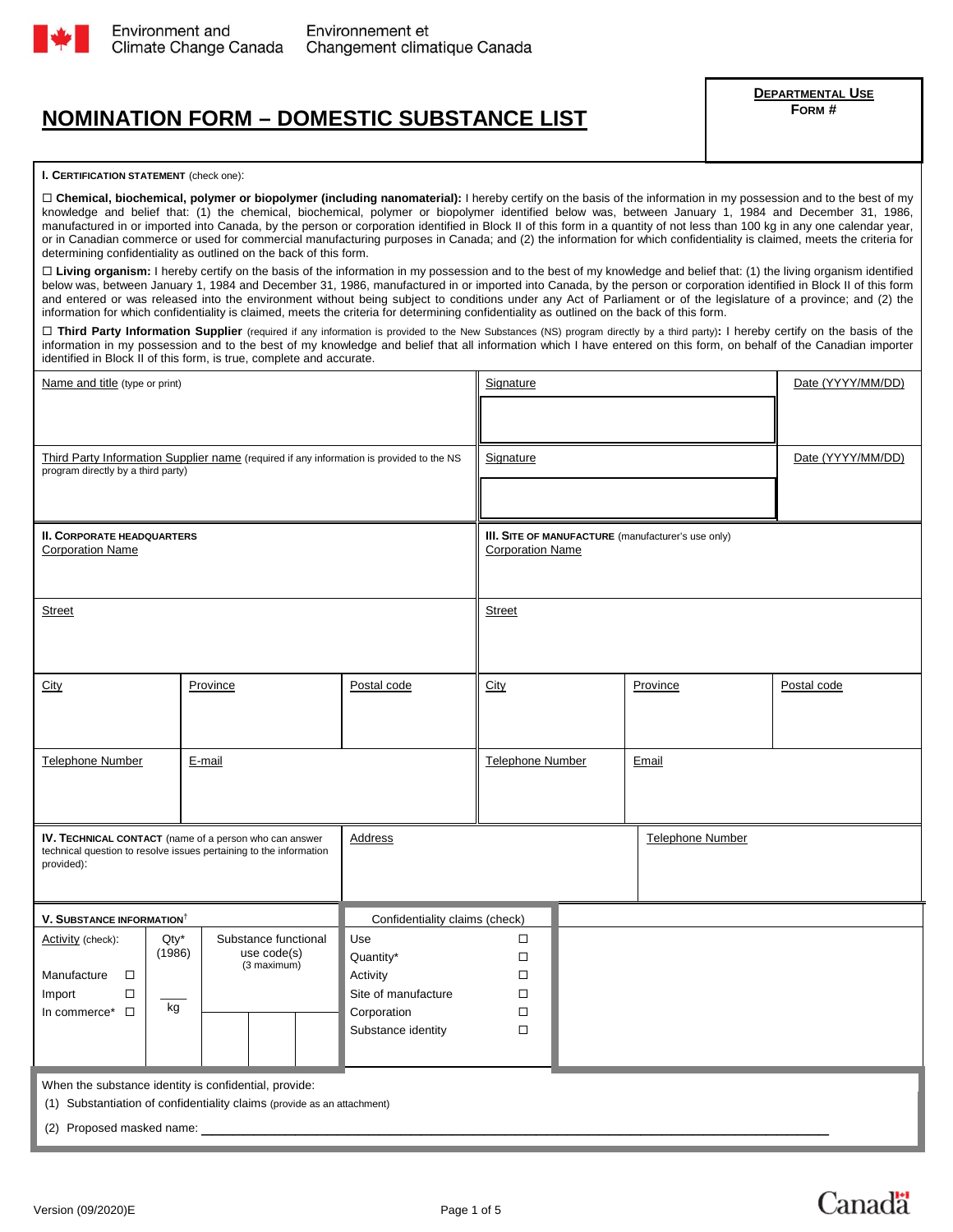Environment and Climate Change Canada | Environnement et Changement climatique Canada

# NOMINATION FORM – DOMESTIC SUBSTANCE LIST

**DEPARTMENTAL USE**
**FORM #**

**I. CERTIFICATION STATEMENT** (check one):

☐ **Chemical, biochemical, polymer or biopolymer (including nanomaterial):** I hereby certify on the basis of the information in my possession and to the best of my knowledge and belief that: (1) the chemical, biochemical, polymer or biopolymer identified below was, between January 1, 1984 and December 31, 1986, manufactured in or imported into Canada, by the person or corporation identified in Block II of this form in a quantity of not less than 100 kg in any one calendar year, or in Canadian commerce or used for commercial manufacturing purposes in Canada; and (2) the information for which confidentiality is claimed, meets the criteria for determining confidentiality as outlined on the back of this form.

☐ **Living organism:** I hereby certify on the basis of the information in my possession and to the best of my knowledge and belief that: (1) the living organism identified below was, between January 1, 1984 and December 31, 1986, manufactured in or imported into Canada, by the person or corporation identified in Block II of this form and entered or was released into the environment without being subject to conditions under any Act of Parliament or of the legislature of a province; and (2) the information for which confidentiality is claimed, meets the criteria for determining confidentiality as outlined on the back of this form.

☐ **Third Party Information Supplier** (required if any information is provided to the New Substances (NS) program directly by a third party)**:** I hereby certify on the basis of the information in my possession and to the best of my knowledge and belief that all information which I have entered on this form, on behalf of the Canadian importer identified in Block II of this form, is true, complete and accurate.

| Name and title (type or print) | Signature | Date (YYYY/MM/DD) |
|---|---|---|
| | | |

| Third Party Information Supplier name (required if any information is provided to the NS program directly by a third party) | Signature | Date (YYYY/MM/DD) |
|---|---|---|
| | | |

| **II. CORPORATE HEADQUARTERS** | | | **III. SITE OF MANUFACTURE** (manufacturer's use only) | | |
|---|---|---|---|---|---|
| Corporation Name | | | Corporation Name | | |
| Street | | | Street | | |
| City | Province | Postal code | City | Province | Postal code |
| Telephone Number | E-mail | | Telephone Number | Email | |

| **IV. TECHNICAL CONTACT** (name of a person who can answer technical question to resolve issues pertaining to the information provided): | Address | Telephone Number |
|---|---|---|
| | | |

| **V. SUBSTANCE INFORMATION**[†] | | | Confidentiality claims (check) | |
|---|---|---|---|---|
| Activity (check): | Qty* (1986) | Substance functional use code(s) (3 maximum) | | |
| Manufacture ☐ | | | Use | ☐ |
| Import ☐ | ____ kg | | Quantity* | ☐ |
| In commerce* ☐ | | | Activity | ☐ |
| | | | Site of manufacture | ☐ |
| | | | Corporation | ☐ |
| | | | Substance identity | ☐ |

When the substance identity is confidential, provide:

(1) Substantiation of confidentiality claims (provide as an attachment)

(2) Proposed masked name: ______________________________

Version (09/2020)E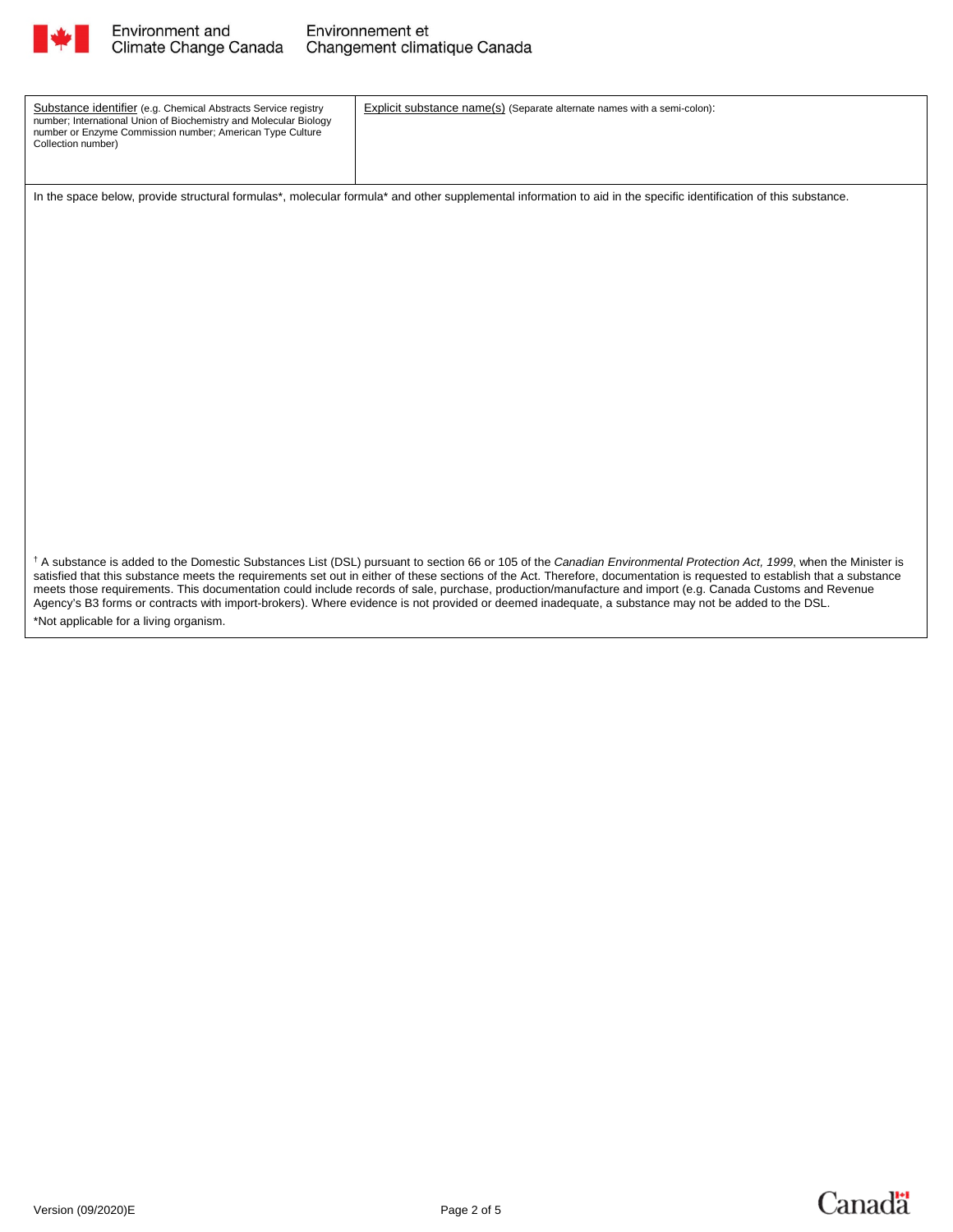| Substance identifier (e.g. Chemical Abstracts Service registry number; International Union of Biochemistry and Molecular Biology number or Enzyme Commission number; American Type Culture Collection number) | Explicit substance name(s) (Separate alternate names with a semi-colon): |
|---|---|
| | |

In the space below, provide structural formulas*, molecular formula* and other supplemental information to aid in the specific identification of this substance.

† A substance is added to the Domestic Substances List (DSL) pursuant to section 66 or 105 of the *Canadian Environmental Protection Act, 1999*, when the Minister is satisfied that this substance meets the requirements set out in either of these sections of the Act. Therefore, documentation is requested to establish that a substance meets those requirements. This documentation could include records of sale, purchase, production/manufacture and import (e.g. Canada Customs and Revenue Agency's B3 forms or contracts with import-brokers). Where evidence is not provided or deemed inadequate, a substance may not be added to the DSL.

*Not applicable for a living organism.

Version (09/2020)E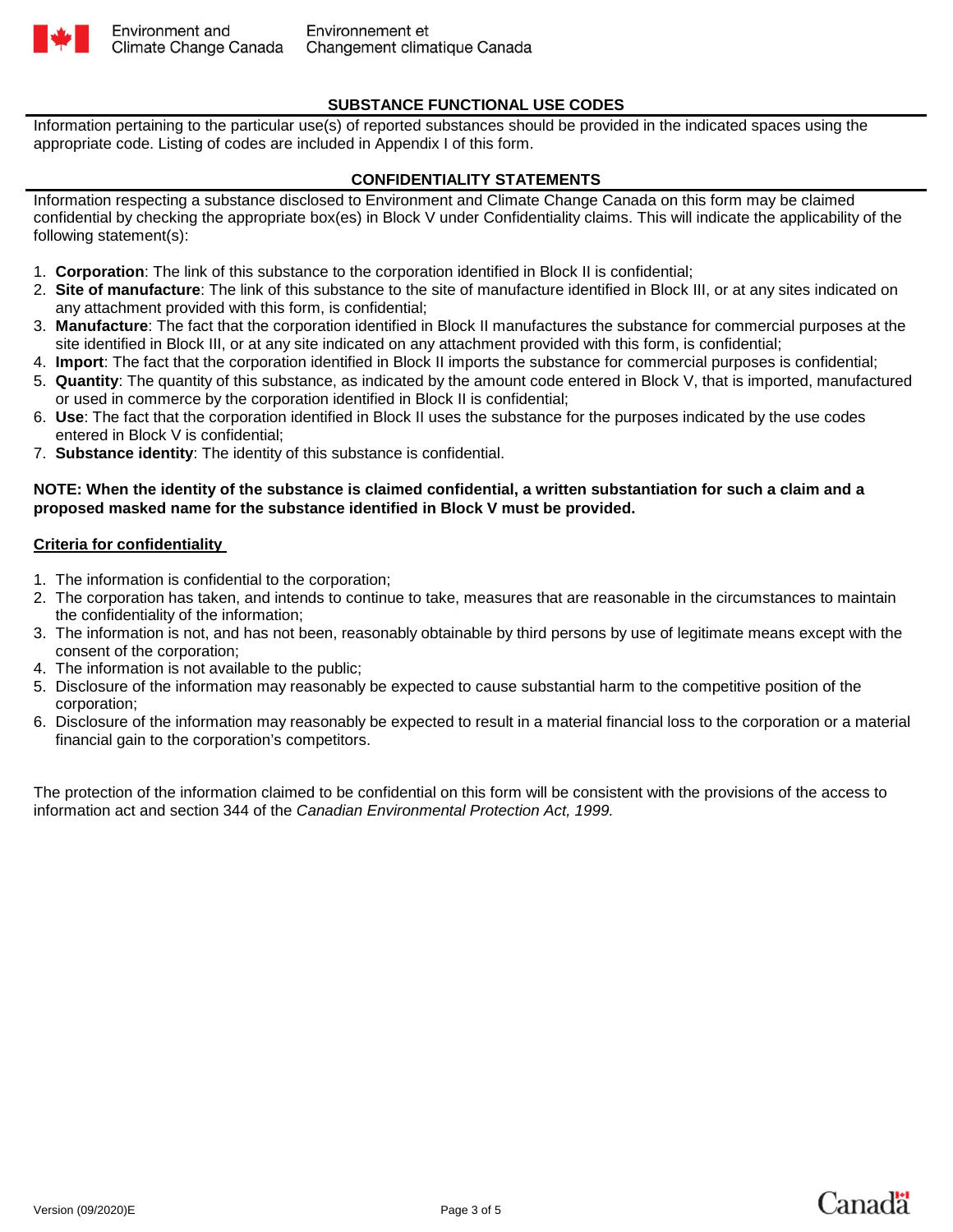## SUBSTANCE FUNCTIONAL USE CODES

Information pertaining to the particular use(s) of reported substances should be provided in the indicated spaces using the appropriate code. Listing of codes are included in Appendix I of this form.

## CONFIDENTIALITY STATEMENTS

Information respecting a substance disclosed to Environment and Climate Change Canada on this form may be claimed confidential by checking the appropriate box(es) in Block V under Confidentiality claims. This will indicate the applicability of the following statement(s):

1. **Corporation**: The link of this substance to the corporation identified in Block II is confidential;
2. **Site of manufacture**: The link of this substance to the site of manufacture identified in Block III, or at any sites indicated on any attachment provided with this form, is confidential;
3. **Manufacture**: The fact that the corporation identified in Block II manufactures the substance for commercial purposes at the site identified in Block III, or at any site indicated on any attachment provided with this form, is confidential;
4. **Import**: The fact that the corporation identified in Block II imports the substance for commercial purposes is confidential;
5. **Quantity**: The quantity of this substance, as indicated by the amount code entered in Block V, that is imported, manufactured or used in commerce by the corporation identified in Block II is confidential;
6. **Use**: The fact that the corporation identified in Block II uses the substance for the purposes indicated by the use codes entered in Block V is confidential;
7. **Substance identity**: The identity of this substance is confidential.

**NOTE: When the identity of the substance is claimed confidential, a written substantiation for such a claim and a proposed masked name for the substance identified in Block V must be provided.**

**Criteria for confidentiality**

1. The information is confidential to the corporation;
2. The corporation has taken, and intends to continue to take, measures that are reasonable in the circumstances to maintain the confidentiality of the information;
3. The information is not, and has not been, reasonably obtainable by third persons by use of legitimate means except with the consent of the corporation;
4. The information is not available to the public;
5. Disclosure of the information may reasonably be expected to cause substantial harm to the competitive position of the corporation;
6. Disclosure of the information may reasonably be expected to result in a material financial loss to the corporation or a material financial gain to the corporation's competitors.

The protection of the information claimed to be confidential on this form will be consistent with the provisions of the access to information act and section 344 of the *Canadian Environmental Protection Act, 1999.*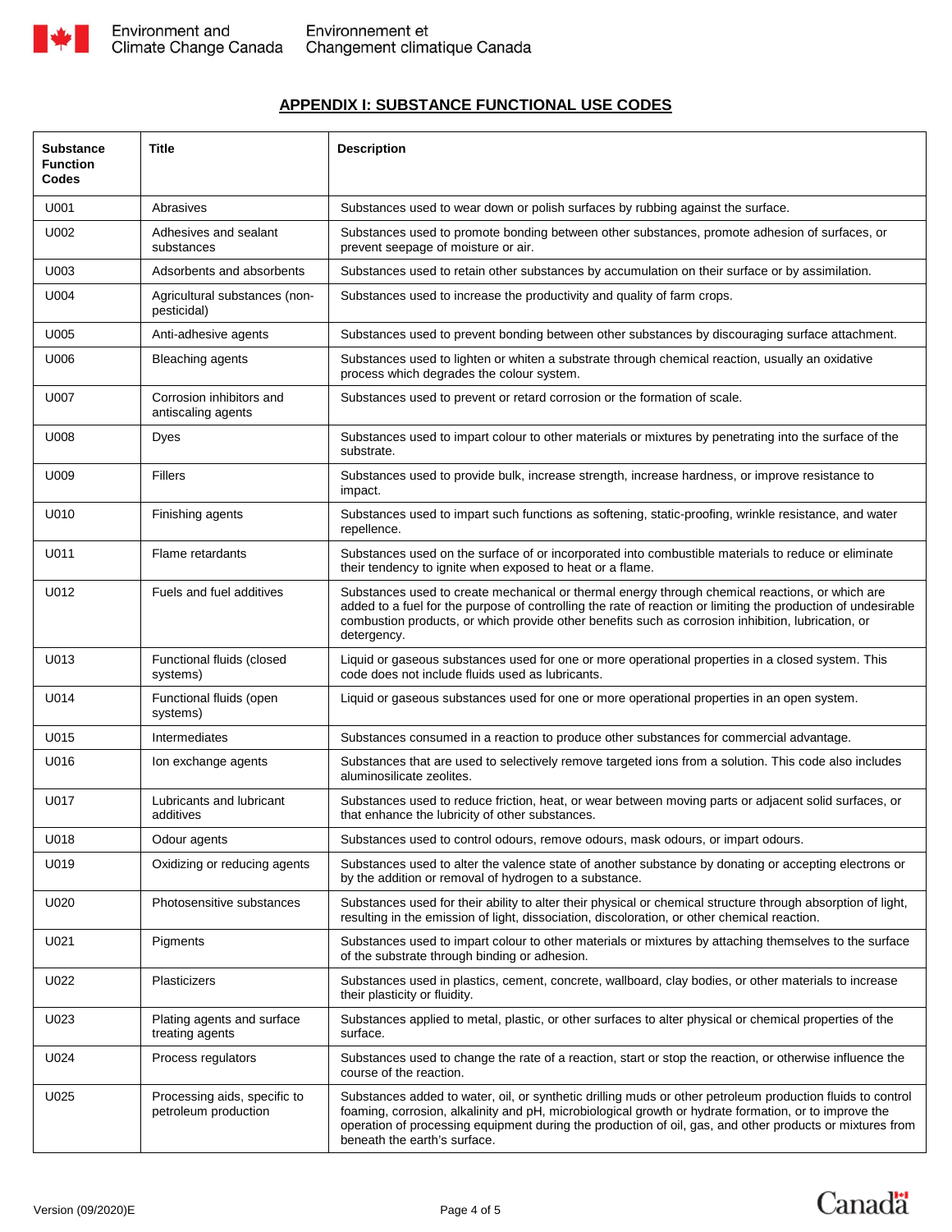## APPENDIX I: SUBSTANCE FUNCTIONAL USE CODES

| Substance Function Codes | Title | Description |
|---|---|---|
| U001 | Abrasives | Substances used to wear down or polish surfaces by rubbing against the surface. |
| U002 | Adhesives and sealant substances | Substances used to promote bonding between other substances, promote adhesion of surfaces, or prevent seepage of moisture or air. |
| U003 | Adsorbents and absorbents | Substances used to retain other substances by accumulation on their surface or by assimilation. |
| U004 | Agricultural substances (non-pesticidal) | Substances used to increase the productivity and quality of farm crops. |
| U005 | Anti-adhesive agents | Substances used to prevent bonding between other substances by discouraging surface attachment. |
| U006 | Bleaching agents | Substances used to lighten or whiten a substrate through chemical reaction, usually an oxidative process which degrades the colour system. |
| U007 | Corrosion inhibitors and antiscaling agents | Substances used to prevent or retard corrosion or the formation of scale. |
| U008 | Dyes | Substances used to impart colour to other materials or mixtures by penetrating into the surface of the substrate. |
| U009 | Fillers | Substances used to provide bulk, increase strength, increase hardness, or improve resistance to impact. |
| U010 | Finishing agents | Substances used to impart such functions as softening, static-proofing, wrinkle resistance, and water repellence. |
| U011 | Flame retardants | Substances used on the surface of or incorporated into combustible materials to reduce or eliminate their tendency to ignite when exposed to heat or a flame. |
| U012 | Fuels and fuel additives | Substances used to create mechanical or thermal energy through chemical reactions, or which are added to a fuel for the purpose of controlling the rate of reaction or limiting the production of undesirable combustion products, or which provide other benefits such as corrosion inhibition, lubrication, or detergency. |
| U013 | Functional fluids (closed systems) | Liquid or gaseous substances used for one or more operational properties in a closed system. This code does not include fluids used as lubricants. |
| U014 | Functional fluids (open systems) | Liquid or gaseous substances used for one or more operational properties in an open system. |
| U015 | Intermediates | Substances consumed in a reaction to produce other substances for commercial advantage. |
| U016 | Ion exchange agents | Substances that are used to selectively remove targeted ions from a solution. This code also includes aluminosilicate zeolites. |
| U017 | Lubricants and lubricant additives | Substances used to reduce friction, heat, or wear between moving parts or adjacent solid surfaces, or that enhance the lubricity of other substances. |
| U018 | Odour agents | Substances used to control odours, remove odours, mask odours, or impart odours. |
| U019 | Oxidizing or reducing agents | Substances used to alter the valence state of another substance by donating or accepting electrons or by the addition or removal of hydrogen to a substance. |
| U020 | Photosensitive substances | Substances used for their ability to alter their physical or chemical structure through absorption of light, resulting in the emission of light, dissociation, discoloration, or other chemical reaction. |
| U021 | Pigments | Substances used to impart colour to other materials or mixtures by attaching themselves to the surface of the substrate through binding or adhesion. |
| U022 | Plasticizers | Substances used in plastics, cement, concrete, wallboard, clay bodies, or other materials to increase their plasticity or fluidity. |
| U023 | Plating agents and surface treating agents | Substances applied to metal, plastic, or other surfaces to alter physical or chemical properties of the surface. |
| U024 | Process regulators | Substances used to change the rate of a reaction, start or stop the reaction, or otherwise influence the course of the reaction. |
| U025 | Processing aids, specific to petroleum production | Substances added to water, oil, or synthetic drilling muds or other petroleum production fluids to control foaming, corrosion, alkalinity and pH, microbiological growth or hydrate formation, or to improve the operation of processing equipment during the production of oil, gas, and other products or mixtures from beneath the earth's surface. |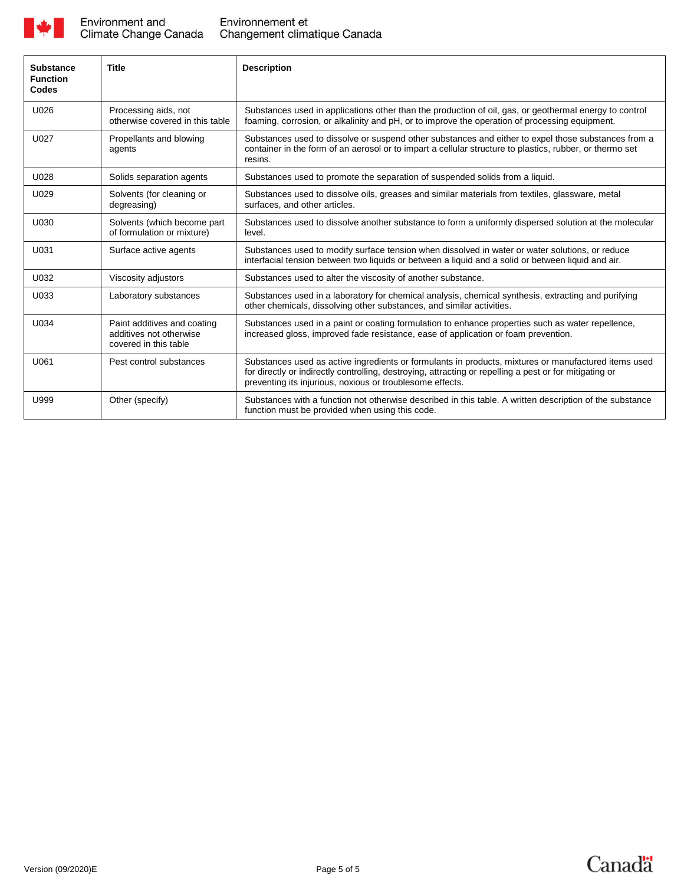| Substance Function Codes | Title | Description |
|---|---|---|
| U026 | Processing aids, not otherwise covered in this table | Substances used in applications other than the production of oil, gas, or geothermal energy to control foaming, corrosion, or alkalinity and pH, or to improve the operation of processing equipment. |
| U027 | Propellants and blowing agents | Substances used to dissolve or suspend other substances and either to expel those substances from a container in the form of an aerosol or to impart a cellular structure to plastics, rubber, or thermo set resins. |
| U028 | Solids separation agents | Substances used to promote the separation of suspended solids from a liquid. |
| U029 | Solvents (for cleaning or degreasing) | Substances used to dissolve oils, greases and similar materials from textiles, glassware, metal surfaces, and other articles. |
| U030 | Solvents (which become part of formulation or mixture) | Substances used to dissolve another substance to form a uniformly dispersed solution at the molecular level. |
| U031 | Surface active agents | Substances used to modify surface tension when dissolved in water or water solutions, or reduce interfacial tension between two liquids or between a liquid and a solid or between liquid and air. |
| U032 | Viscosity adjustors | Substances used to alter the viscosity of another substance. |
| U033 | Laboratory substances | Substances used in a laboratory for chemical analysis, chemical synthesis, extracting and purifying other chemicals, dissolving other substances, and similar activities. |
| U034 | Paint additives and coating additives not otherwise covered in this table | Substances used in a paint or coating formulation to enhance properties such as water repellence, increased gloss, improved fade resistance, ease of application or foam prevention. |
| U061 | Pest control substances | Substances used as active ingredients or formulants in products, mixtures or manufactured items used for directly or indirectly controlling, destroying, attracting or repelling a pest or for mitigating or preventing its injurious, noxious or troublesome effects. |
| U999 | Other (specify) | Substances with a function not otherwise described in this table. A written description of the substance function must be provided when using this code. |